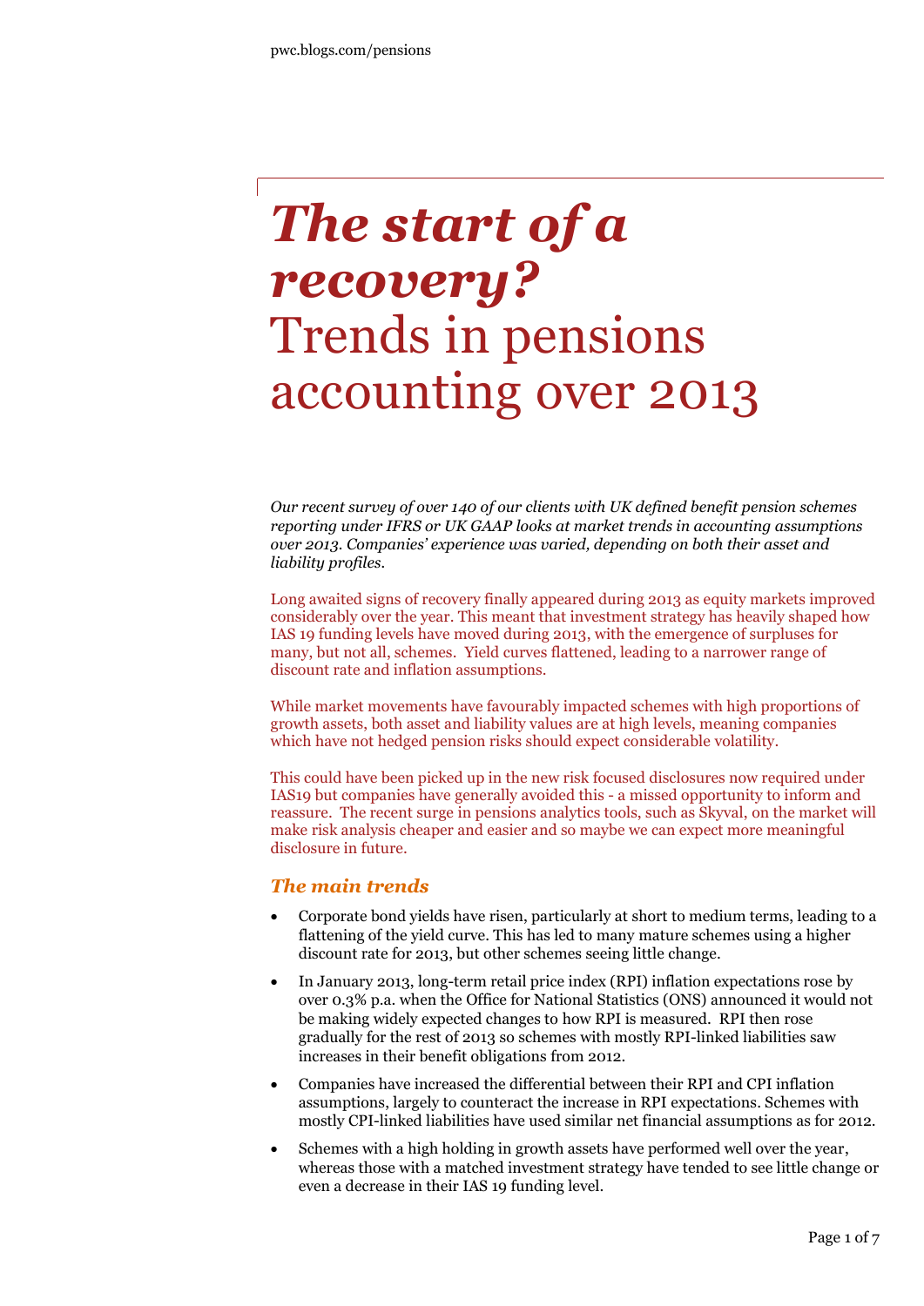pwc.blogs.com/pensions

# *The start of a recovery?* Trends in pensions accounting over 2013

*Our recent survey of over 140 of our clients with UK defined benefit pension schemes reporting under IFRS or UK GAAP looks at market trends in accounting assumptions over 2013. Companies' experience was varied, depending on both their asset and liability profiles.*

Long awaited signs of recovery finally appeared during 2013 as equity markets improved considerably over the year. This meant that investment strategy has heavily shaped how IAS 19 funding levels have moved during 2013, with the emergence of surpluses for many, but not all, schemes. Yield curves flattened, leading to a narrower range of discount rate and inflation assumptions.

While market movements have favourably impacted schemes with high proportions of growth assets, both asset and liability values are at high levels, meaning companies which have not hedged pension risks should expect considerable volatility.

This could have been picked up in the new risk focused disclosures now required under IAS19 but companies have generally avoided this - a missed opportunity to inform and reassure. The recent surge in pensions analytics tools, such as Skyval, on the market will make risk analysis cheaper and easier and so maybe we can expect more meaningful disclosure in future.

## *The main trends*

- Corporate bond yields have risen, particularly at short to medium terms, leading to a flattening of the yield curve. This has led to many mature schemes using a higher discount rate for 2013, but other schemes seeing little change.
- In January 2013, long-term retail price index (RPI) inflation expectations rose by over 0.3% p.a. when the Office for National Statistics (ONS) announced it would not be making widely expected changes to how RPI is measured. RPI then rose gradually for the rest of 2013 so schemes with mostly RPI-linked liabilities saw increases in their benefit obligations from 2012.
- Companies have increased the differential between their RPI and CPI inflation assumptions, largely to counteract the increase in RPI expectations. Schemes with mostly CPI-linked liabilities have used similar net financial assumptions as for 2012.
- Schemes with a high holding in growth assets have performed well over the year, whereas those with a matched investment strategy have tended to see little change or even a decrease in their IAS 19 funding level.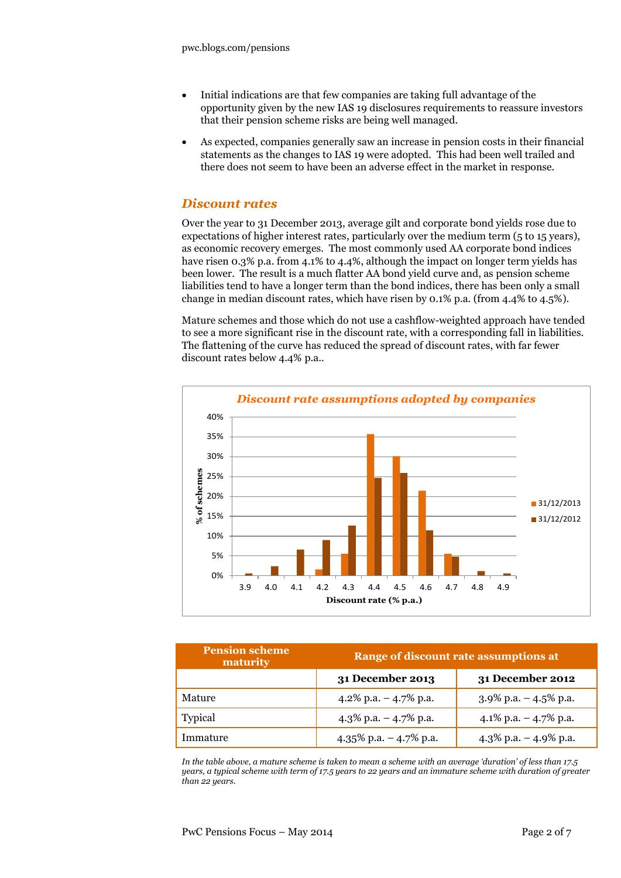- Initial indications are that few companies are taking full advantage of the opportunity given by the new IAS 19 disclosures requirements to reassure investors that their pension scheme risks are being well managed.
- As expected, companies generally saw an increase in pension costs in their financial statements as the changes to IAS 19 were adopted. This had been well trailed and there does not seem to have been an adverse effect in the market in response.

## *Discount rates*

Over the year to 31 December 2013, average gilt and corporate bond yields rose due to expectations of higher interest rates, particularly over the medium term (5 to 15 years), as economic recovery emerges. The most commonly used AA corporate bond indices have risen 0.3% p.a. from 4.1% to 4.4%, although the impact on longer term yields has been lower. The result is a much flatter AA bond yield curve and, as pension scheme liabilities tend to have a longer term than the bond indices, there has been only a small change in median discount rates, which have risen by 0.1% p.a. (from 4.4% to 4.5%).

Mature schemes and those which do not use a cashflow-weighted approach have tended to see a more significant rise in the discount rate, with a corresponding fall in liabilities. The flattening of the curve has reduced the spread of discount rates, with far fewer discount rates below 4.4% p.a..

*Discount rate assumptions adopted by companies*

| Discount rate (% p.a.) | 31/12/2013 | 31/12/2012 |
|---|---|---|
| 3.9 | 0% | ~0.5% |
| 4.0 | 0% | ~2.5% |
| 4.1 | 0% | ~6.5% |
| 4.2 | ~1.5% | ~9% |
| 4.3 | ~5.5% | ~12.5% |
| 4.4 | ~35.5% | ~24.5% |
| 4.5 | ~30% | ~26% |
| 4.6 | ~21.5% | ~11.5% |
| 4.7 | ~5.5% | ~5% |
| 4.8 | 0% | ~1% |
| 4.9 | 0% | ~0.5% |

| Pension scheme maturity | Range of discount rate assumptions at | |
|---|---|---|
| | **31 December 2013** | **31 December 2012** |
| Mature | 4.2% p.a. – 4.7% p.a. | 3.9% p.a. – 4.5% p.a. |
| Typical | 4.3% p.a. – 4.7% p.a. | 4.1% p.a. – 4.7% p.a. |
| Immature | 4.35% p.a. – 4.7% p.a. | 4.3% p.a. – 4.9% p.a. |

*In the table above, a mature scheme is taken to mean a scheme with an average 'duration' of less than 17.5 years, a typical scheme with term of 17.5 years to 22 years and an immature scheme with duration of greater than 22 years.*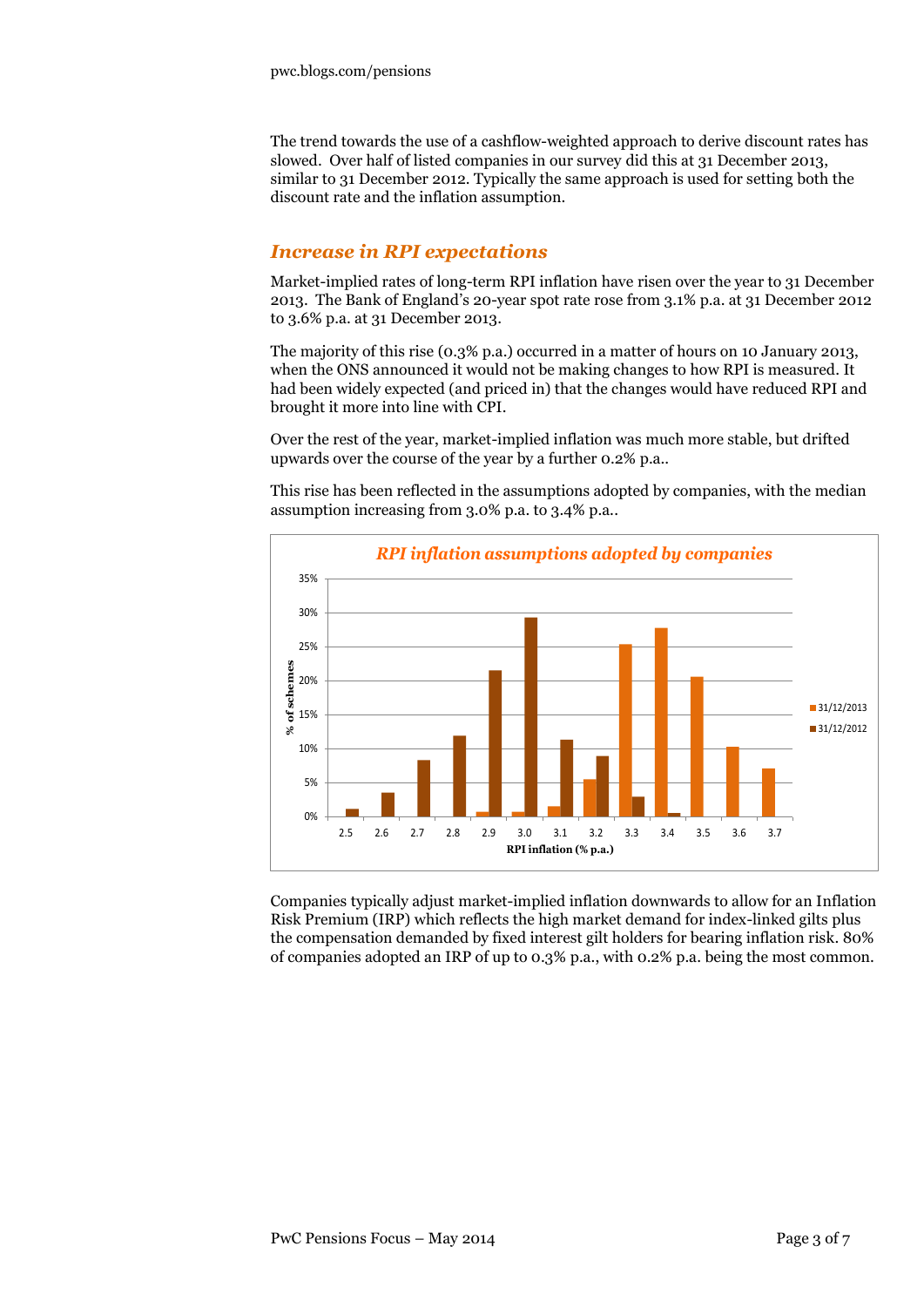The trend towards the use of a cashflow-weighted approach to derive discount rates has slowed. Over half of listed companies in our survey did this at 31 December 2013, similar to 31 December 2012. Typically the same approach is used for setting both the discount rate and the inflation assumption.

## *Increase in RPI expectations*

Market-implied rates of long-term RPI inflation have risen over the year to 31 December 2013. The Bank of England's 20-year spot rate rose from 3.1% p.a. at 31 December 2012 to 3.6% p.a. at 31 December 2013.

The majority of this rise (0.3% p.a.) occurred in a matter of hours on 10 January 2013, when the ONS announced it would not be making changes to how RPI is measured. It had been widely expected (and priced in) that the changes would have reduced RPI and brought it more into line with CPI.

Over the rest of the year, market-implied inflation was much more stable, but drifted upwards over the course of the year by a further 0.2% p.a..

This rise has been reflected in the assumptions adopted by companies, with the median assumption increasing from 3.0% p.a. to 3.4% p.a..

*RPI inflation assumptions adopted by companies*

Companies typically adjust market-implied inflation downwards to allow for an Inflation Risk Premium (IRP) which reflects the high market demand for index-linked gilts plus the compensation demanded by fixed interest gilt holders for bearing inflation risk. 80% of companies adopted an IRP of up to 0.3% p.a., with 0.2% p.a. being the most common.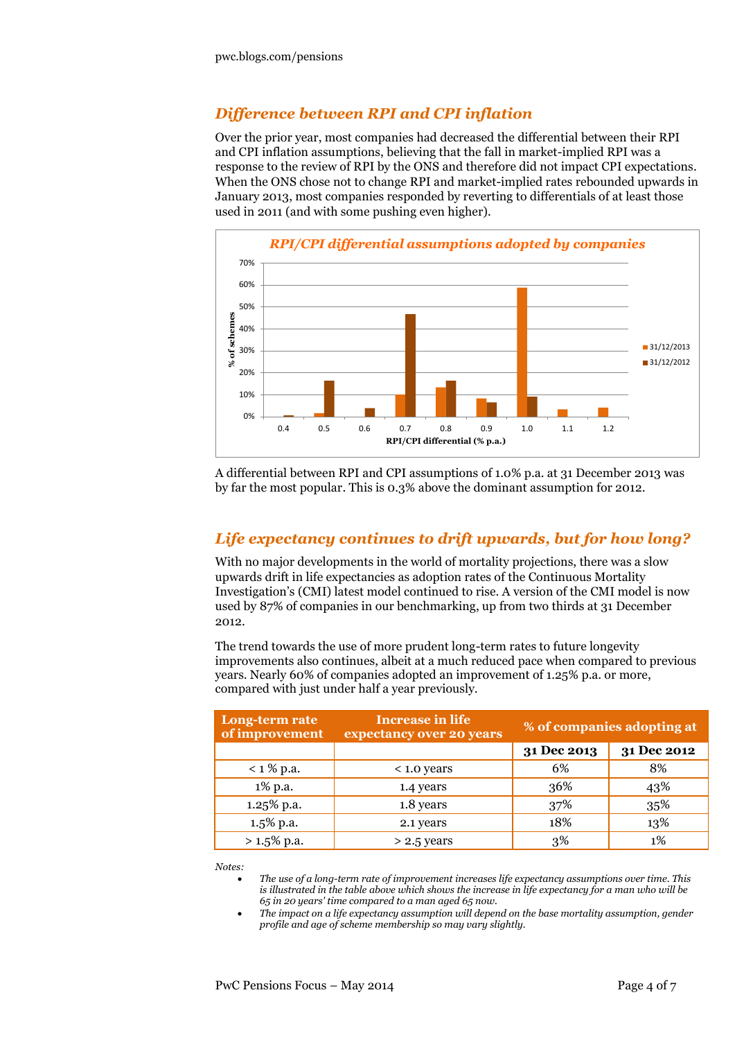## Difference between RPI and CPI inflation

Over the prior year, most companies had decreased the differential between their RPI and CPI inflation assumptions, believing that the fall in market-implied RPI was a response to the review of RPI by the ONS and therefore did not impact CPI expectations. When the ONS chose not to change RPI and market-implied rates rebounded upwards in January 2013, most companies responded by reverting to differentials of at least those used in 2011 (and with some pushing even higher).

*RPI/CPI differential assumptions adopted by companies*

A differential between RPI and CPI assumptions of 1.0% p.a. at 31 December 2013 was by far the most popular. This is 0.3% above the dominant assumption for 2012.

## Life expectancy continues to drift upwards, but for how long?

With no major developments in the world of mortality projections, there was a slow upwards drift in life expectancies as adoption rates of the Continuous Mortality Investigation's (CMI) latest model continued to rise. A version of the CMI model is now used by 87% of companies in our benchmarking, up from two thirds at 31 December 2012.

The trend towards the use of more prudent long-term rates to future longevity improvements also continues, albeit at a much reduced pace when compared to previous years. Nearly 60% of companies adopted an improvement of 1.25% p.a. or more, compared with just under half a year previously.

| Long-term rate of improvement | Increase in life expectancy over 20 years | % of companies adopting at | |
|---|---|---|---|
| | | 31 Dec 2013 | 31 Dec 2012 |
| < 1 % p.a. | < 1.0 years | 6% | 8% |
| 1% p.a. | 1.4 years | 36% | 43% |
| 1.25% p.a. | 1.8 years | 37% | 35% |
| 1.5% p.a. | 2.1 years | 18% | 13% |
| > 1.5% p.a. | > 2.5 years | 3% | 1% |

*Notes:*

- *The use of a long-term rate of improvement increases life expectancy assumptions over time. This is illustrated in the table above which shows the increase in life expectancy for a man who will be 65 in 20 years' time compared to a man aged 65 now.*
- *The impact on a life expectancy assumption will depend on the base mortality assumption, gender profile and age of scheme membership so may vary slightly.*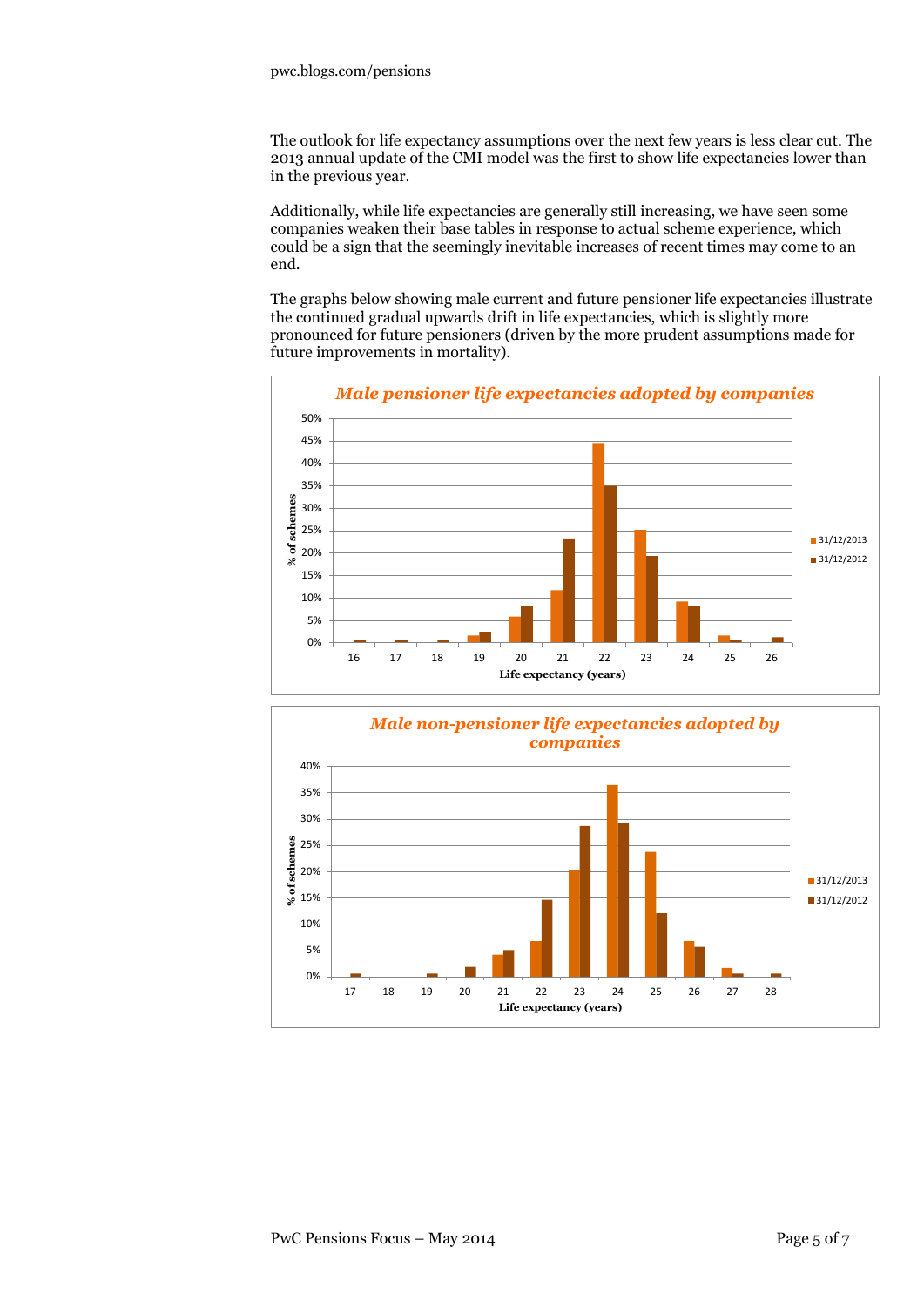The outlook for life expectancy assumptions over the next few years is less clear cut. The 2013 annual update of the CMI model was the first to show life expectancies lower than in the previous year.

Additionally, while life expectancies are generally still increasing, we have seen some companies weaken their base tables in response to actual scheme experience, which could be a sign that the seemingly inevitable increases of recent times may come to an end.

The graphs below showing male current and future pensioner life expectancies illustrate the continued gradual upwards drift in life expectancies, which is slightly more pronounced for future pensioners (driven by the more prudent assumptions made for future improvements in mortality).

***Male pensioner life expectancies adopted by companies***

***Male non-pensioner life expectancies adopted by companies***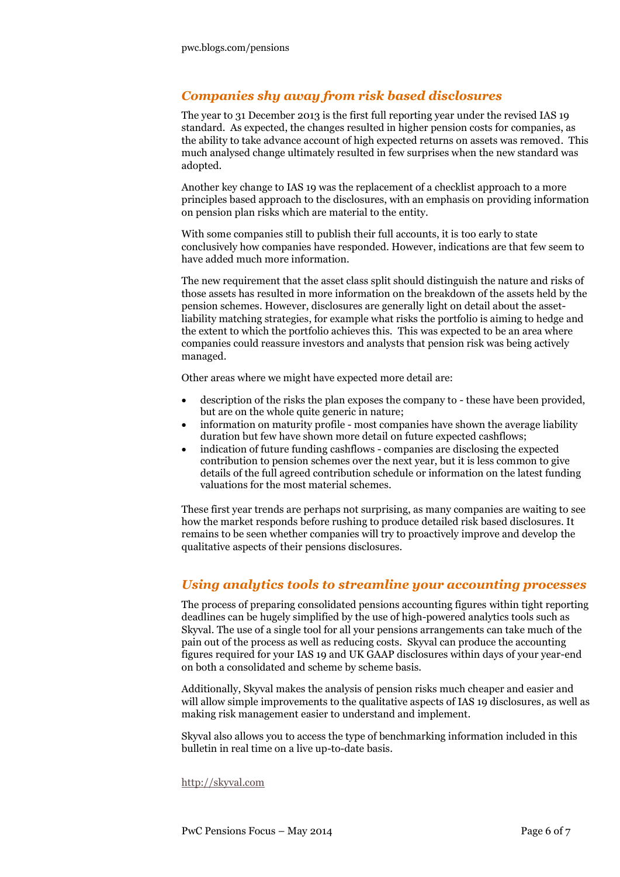## *Companies shy away from risk based disclosures*

The year to 31 December 2013 is the first full reporting year under the revised IAS 19 standard. As expected, the changes resulted in higher pension costs for companies, as the ability to take advance account of high expected returns on assets was removed. This much analysed change ultimately resulted in few surprises when the new standard was adopted.

Another key change to IAS 19 was the replacement of a checklist approach to a more principles based approach to the disclosures, with an emphasis on providing information on pension plan risks which are material to the entity.

With some companies still to publish their full accounts, it is too early to state conclusively how companies have responded. However, indications are that few seem to have added much more information.

The new requirement that the asset class split should distinguish the nature and risks of those assets has resulted in more information on the breakdown of the assets held by the pension schemes. However, disclosures are generally light on detail about the asset-liability matching strategies, for example what risks the portfolio is aiming to hedge and the extent to which the portfolio achieves this. This was expected to be an area where companies could reassure investors and analysts that pension risk was being actively managed.

Other areas where we might have expected more detail are:

- description of the risks the plan exposes the company to - these have been provided, but are on the whole quite generic in nature;
- information on maturity profile - most companies have shown the average liability duration but few have shown more detail on future expected cashflows;
- indication of future funding cashflows - companies are disclosing the expected contribution to pension schemes over the next year, but it is less common to give details of the full agreed contribution schedule or information on the latest funding valuations for the most material schemes.

These first year trends are perhaps not surprising, as many companies are waiting to see how the market responds before rushing to produce detailed risk based disclosures. It remains to be seen whether companies will try to proactively improve and develop the qualitative aspects of their pensions disclosures.

## *Using analytics tools to streamline your accounting processes*

The process of preparing consolidated pensions accounting figures within tight reporting deadlines can be hugely simplified by the use of high-powered analytics tools such as Skyval. The use of a single tool for all your pensions arrangements can take much of the pain out of the process as well as reducing costs. Skyval can produce the accounting figures required for your IAS 19 and UK GAAP disclosures within days of your year-end on both a consolidated and scheme by scheme basis.

Additionally, Skyval makes the analysis of pension risks much cheaper and easier and will allow simple improvements to the qualitative aspects of IAS 19 disclosures, as well as making risk management easier to understand and implement.

Skyval also allows you to access the type of benchmarking information included in this bulletin in real time on a live up-to-date basis.

http://skyval.com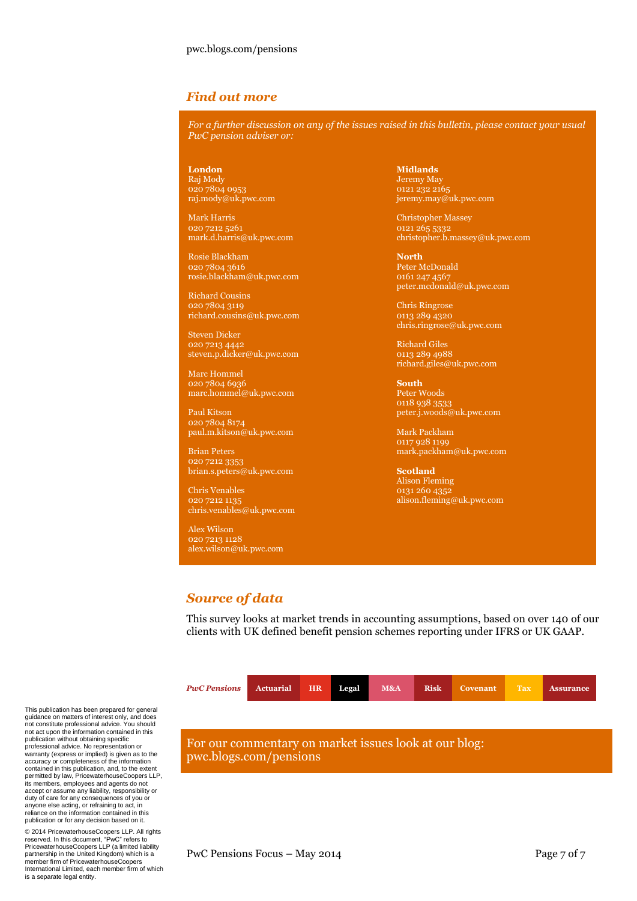## *Find out more*

*For a further discussion on any of the issues raised in this bulletin, please contact your usual PwC pension adviser or:*

**London**
Raj Mody
020 7804 0953
raj.mody@uk.pwc.com

Mark Harris
020 7212 5261
mark.d.harris@uk.pwc.com

Rosie Blackham
020 7804 3616
rosie.blackham@uk.pwc.com

Richard Cousins
020 7804 3119
richard.cousins@uk.pwc.com

Steven Dicker
020 7213 4442
steven.p.dicker@uk.pwc.com

Marc Hommel
020 7804 6936
marc.hommel@uk.pwc.com

Paul Kitson
020 7804 8174
paul.m.kitson@uk.pwc.com

Brian Peters
020 7212 3353
brian.s.peters@uk.pwc.com

Chris Venables
020 7212 1135
chris.venables@uk.pwc.com

Alex Wilson
020 7213 1128
alex.wilson@uk.pwc.com

**Midlands**
Jeremy May
0121 232 2165
jeremy.may@uk.pwc.com

Christopher Massey
0121 265 5332
christopher.b.massey@uk.pwc.com

**North**
Peter McDonald
0161 247 4567
peter.mcdonald@uk.pwc.com

Chris Ringrose
0113 289 4320
chris.ringrose@uk.pwc.com

Richard Giles
0113 289 4988
richard.giles@uk.pwc.com

**South**
Peter Woods
0118 938 3533
peter.j.woods@uk.pwc.com

Mark Packham
0117 928 1199
mark.packham@uk.pwc.com

**Scotland**
Alison Fleming
0131 260 4352
alison.fleming@uk.pwc.com

## *Source of data*

This survey looks at market trends in accounting assumptions, based on over 140 of our clients with UK defined benefit pension schemes reporting under IFRS or UK GAAP.

*PwC Pensions* | Actuarial | HR | Legal | M&A | Risk | Covenant | Tax | Assurance

For our commentary on market issues look at our blog: pwc.blogs.com/pensions

This publication has been prepared for general guidance on matters of interest only, and does not constitute professional advice. You should not act upon the information contained in this publication without obtaining specific professional advice. No representation or warranty (express or implied) is given as to the accuracy or completeness of the information contained in this publication, and, to the extent permitted by law, PricewaterhouseCoopers LLP, its members, employees and agents do not accept or assume any liability, responsibility or duty of care for any consequences of you or anyone else acting, or refraining to act, in reliance on the information contained in this publication or for any decision based on it.

© 2014 PricewaterhouseCoopers LLP. All rights reserved. In this document, "PwC" refers to PricewaterhouseCoopers LLP (a limited liability partnership in the United Kingdom) which is a member firm of PricewaterhouseCoopers International Limited, each member firm of which is a separate legal entity.